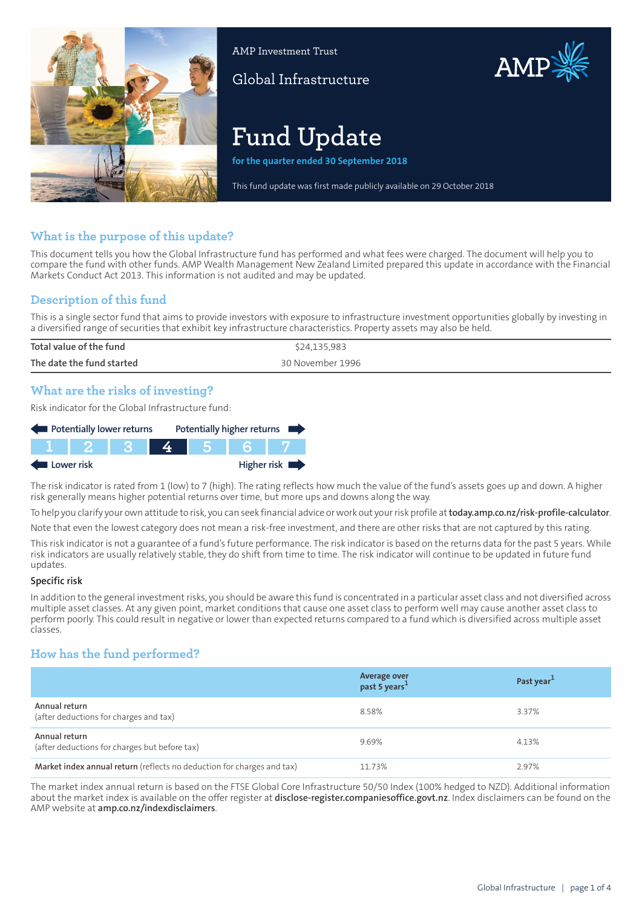AMP Investment Trust

Global Infrastructure

# Fund Update

**for the quarter ended 30 September 2018**

This fund update was first made publicly available on 29 October 2018

## What is the purpose of this update?

This document tells you how the Global Infrastructure fund has performed and what fees were charged. The document will help you to compare the fund with other funds. AMP Wealth Management New Zealand Limited prepared this update in accordance with the Financial Markets Conduct Act 2013. This information is not audited and may be updated.

## Description of this fund

This is a single sector fund that aims to provide investors with exposure to infrastructure investment opportunities globally by investing in a diversified range of securities that exhibit key infrastructure characteristics. Property assets may also be held.

| | |
|---|---|
| **Total value of the fund** | $24,135,983 |
| **The date the fund started** | 30 November 1996 |

## What are the risks of investing?

Risk indicator for the Global Infrastructure fund:

Potentially lower returns ← → Potentially higher returns

| 1 | 2 | 3 | **4** | 5 | 6 | 7 |
|---|---|---|---|---|---|---|

Lower risk ← → Higher risk

The risk indicator is rated from 1 (low) to 7 (high). The rating reflects how much the value of the fund's assets goes up and down. A higher risk generally means higher potential returns over time, but more ups and downs along the way.

To help you clarify your own attitude to risk, you can seek financial advice or work out your risk profile at **today.amp.co.nz/risk-profile-calculator**.

Note that even the lowest category does not mean a risk-free investment, and there are other risks that are not captured by this rating.

This risk indicator is not a guarantee of a fund's future performance. The risk indicator is based on the returns data for the past 5 years. While risk indicators are usually relatively stable, they do shift from time to time. The risk indicator will continue to be updated in future fund updates.

### Specific risk

In addition to the general investment risks, you should be aware this fund is concentrated in a particular asset class and not diversified across multiple asset classes. At any given point, market conditions that cause one asset class to perform well may cause another asset class to perform poorly. This could result in negative or lower than expected returns compared to a fund which is diversified across multiple asset classes.

## How has the fund performed?

| | Average over past 5 years[1] | Past year[1] |
|---|---|---|
| **Annual return** (after deductions for charges and tax) | 8.58% | 3.37% |
| **Annual return** (after deductions for charges but before tax) | 9.69% | 4.13% |
| **Market index annual return** (reflects no deduction for charges and tax) | 11.73% | 2.97% |

The market index annual return is based on the FTSE Global Core Infrastructure 50/50 Index (100% hedged to NZD). Additional information about the market index is available on the offer register at **disclose-register.companiesoffice.govt.nz**. Index disclaimers can be found on the AMP website at **amp.co.nz/indexdisclaimers**.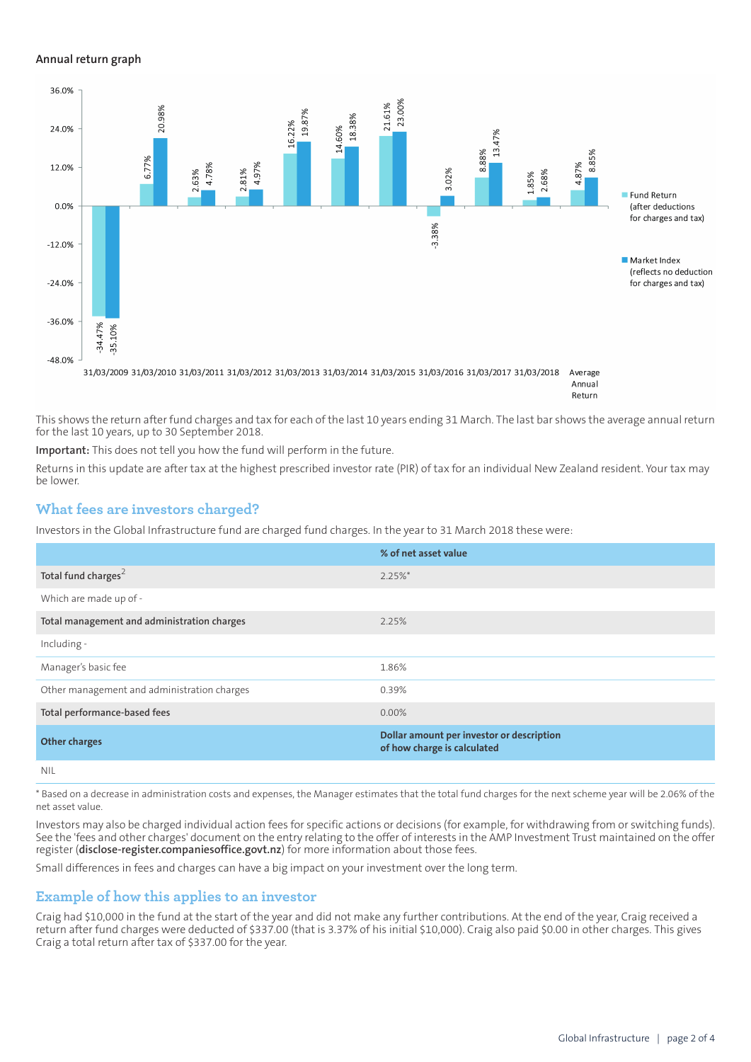**Annual return graph**

| | Fund Return (after deductions for charges and tax) | Market Index (reflects no deduction for charges and tax) |
|---|---|---|
| 31/03/2009 | -34.47% | -35.10% |
| 31/03/2010 | 6.77% | 20.98% |
| 31/03/2011 | 2.63% | 4.78% |
| 31/03/2012 | 2.81% | 4.97% |
| 31/03/2013 | 16.22% | 19.87% |
| 31/03/2014 | 14.60% | 18.38% |
| 31/03/2015 | 21.61% | 23.00% |
| 31/03/2016 | -3.38% | 3.02% |
| 31/03/2017 | 8.88% | 13.47% |
| 31/03/2018 | 1.85% | 2.68% |
| Average Annual Return | 4.87% | 8.85% |

This shows the return after fund charges and tax for each of the last 10 years ending 31 March. The last bar shows the average annual return for the last 10 years, up to 30 September 2018.

**Important:** This does not tell you how the fund will perform in the future.

Returns in this update are after tax at the highest prescribed investor rate (PIR) of tax for an individual New Zealand resident. Your tax may be lower.

## What fees are investors charged?

Investors in the Global Infrastructure fund are charged fund charges. In the year to 31 March 2018 these were:

| | % of net asset value |
|---|---|
| **Total fund charges**[2] | 2.25%* |
| Which are made up of - | |
| **Total management and administration charges** | 2.25% |
| Including - | |
| Manager's basic fee | 1.86% |
| Other management and administration charges | 0.39% |
| **Total performance-based fees** | 0.00% |
| **Other charges** | **Dollar amount per investor or description of how charge is calculated** |
| NIL | |

* Based on a decrease in administration costs and expenses, the Manager estimates that the total fund charges for the next scheme year will be 2.06% of the net asset value.

Investors may also be charged individual action fees for specific actions or decisions (for example, for withdrawing from or switching funds). See the 'fees and other charges' document on the entry relating to the offer of interests in the AMP Investment Trust maintained on the offer register (**disclose-register.companiesoffice.govt.nz**) for more information about those fees.

Small differences in fees and charges can have a big impact on your investment over the long term.

## Example of how this applies to an investor

Craig had $10,000 in the fund at the start of the year and did not make any further contributions. At the end of the year, Craig received a return after fund charges were deducted of $337.00 (that is 3.37% of his initial $10,000). Craig also paid $0.00 in other charges. This gives Craig a total return after tax of $337.00 for the year.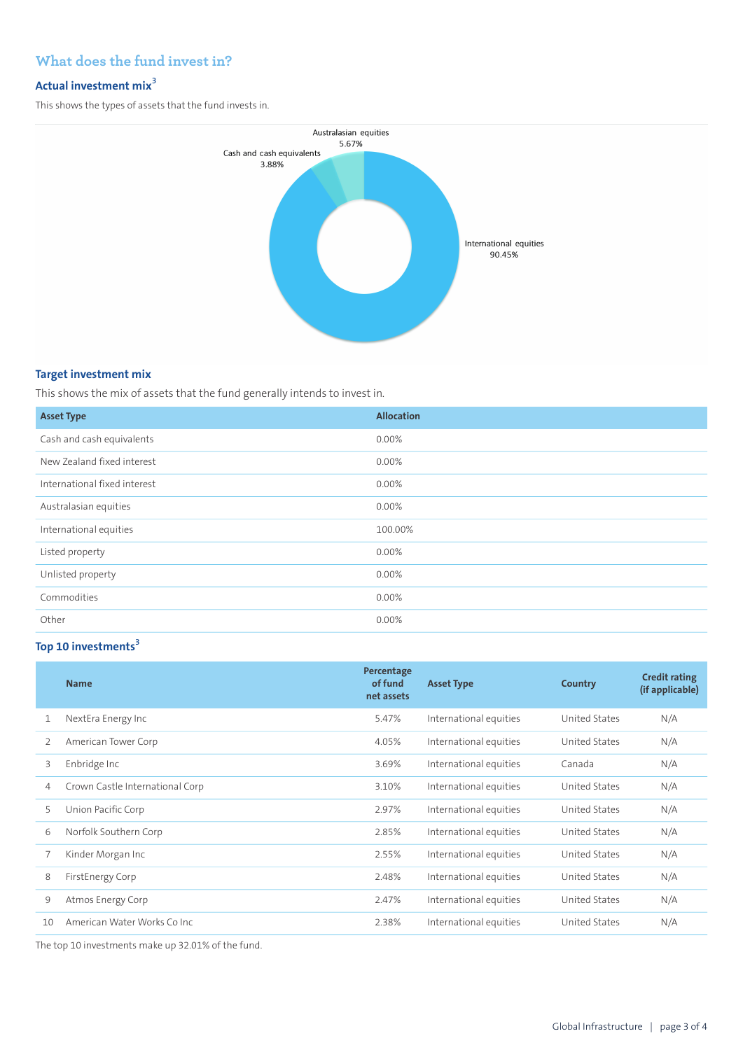## What does the fund invest in?

### Actual investment mix[3]

This shows the types of assets that the fund invests in.

Australasian equities 5.67%
Cash and cash equivalents 3.88%
International equities 90.45%

### Target investment mix

This shows the mix of assets that the fund generally intends to invest in.

| Asset Type | Allocation |
|---|---|
| Cash and cash equivalents | 0.00% |
| New Zealand fixed interest | 0.00% |
| International fixed interest | 0.00% |
| Australasian equities | 0.00% |
| International equities | 100.00% |
| Listed property | 0.00% |
| Unlisted property | 0.00% |
| Commodities | 0.00% |
| Other | 0.00% |

### Top 10 investments[3]

| | Name | Percentage of fund net assets | Asset Type | Country | Credit rating (if applicable) |
|---|---|---|---|---|---|
| 1 | NextEra Energy Inc | 5.47% | International equities | United States | N/A |
| 2 | American Tower Corp | 4.05% | International equities | United States | N/A |
| 3 | Enbridge Inc | 3.69% | International equities | Canada | N/A |
| 4 | Crown Castle International Corp | 3.10% | International equities | United States | N/A |
| 5 | Union Pacific Corp | 2.97% | International equities | United States | N/A |
| 6 | Norfolk Southern Corp | 2.85% | International equities | United States | N/A |
| 7 | Kinder Morgan Inc | 2.55% | International equities | United States | N/A |
| 8 | FirstEnergy Corp | 2.48% | International equities | United States | N/A |
| 9 | Atmos Energy Corp | 2.47% | International equities | United States | N/A |
| 10 | American Water Works Co Inc | 2.38% | International equities | United States | N/A |

The top 10 investments make up 32.01% of the fund.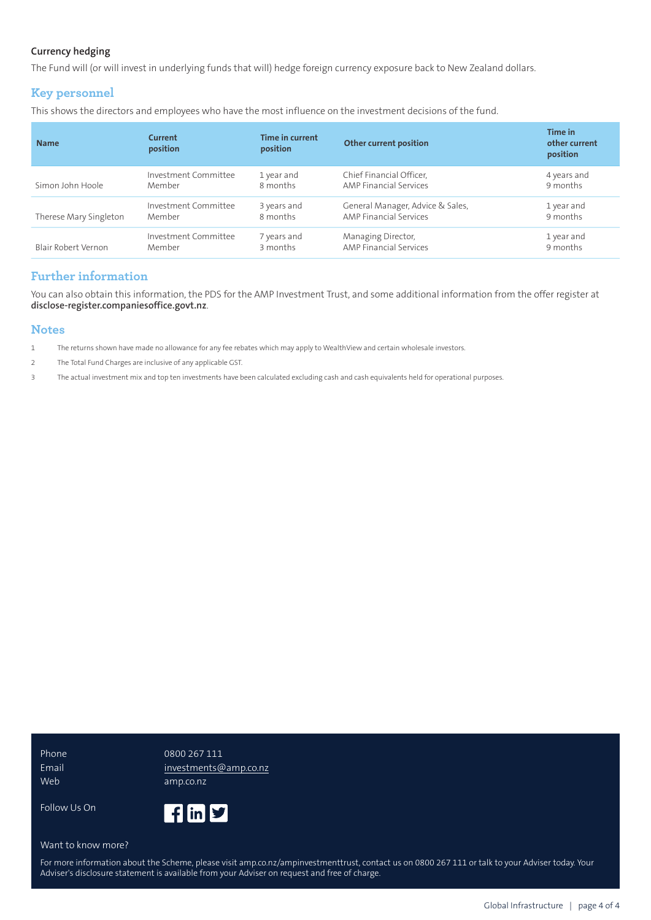### Currency hedging

The Fund will (or will invest in underlying funds that will) hedge foreign currency exposure back to New Zealand dollars.

## Key personnel

This shows the directors and employees who have the most influence on the investment decisions of the fund.

| Name | Current position | Time in current position | Other current position | Time in other current position |
|---|---|---|---|---|
| Simon John Hoole | Investment Committee Member | 1 year and 8 months | Chief Financial Officer, AMP Financial Services | 4 years and 9 months |
| Therese Mary Singleton | Investment Committee Member | 3 years and 8 months | General Manager, Advice & Sales, AMP Financial Services | 1 year and 9 months |
| Blair Robert Vernon | Investment Committee Member | 7 years and 3 months | Managing Director, AMP Financial Services | 1 year and 9 months |

## Further information

You can also obtain this information, the PDS for the AMP Investment Trust, and some additional information from the offer register at **disclose-register.companiesoffice.govt.nz**.

## Notes

1. The returns shown have made no allowance for any fee rebates which may apply to WealthView and certain wholesale investors.
2. The Total Fund Charges are inclusive of any applicable GST.
3. The actual investment mix and top ten investments have been calculated excluding cash and cash equivalents held for operational purposes.

Phone 0800 267 111
Email investments@amp.co.nz
Web amp.co.nz

Follow Us On

Want to know more?

For more information about the Scheme, please visit amp.co.nz/ampinvestmenttrust, contact us on 0800 267 111 or talk to your Adviser today. Your Adviser's disclosure statement is available from your Adviser on request and free of charge.